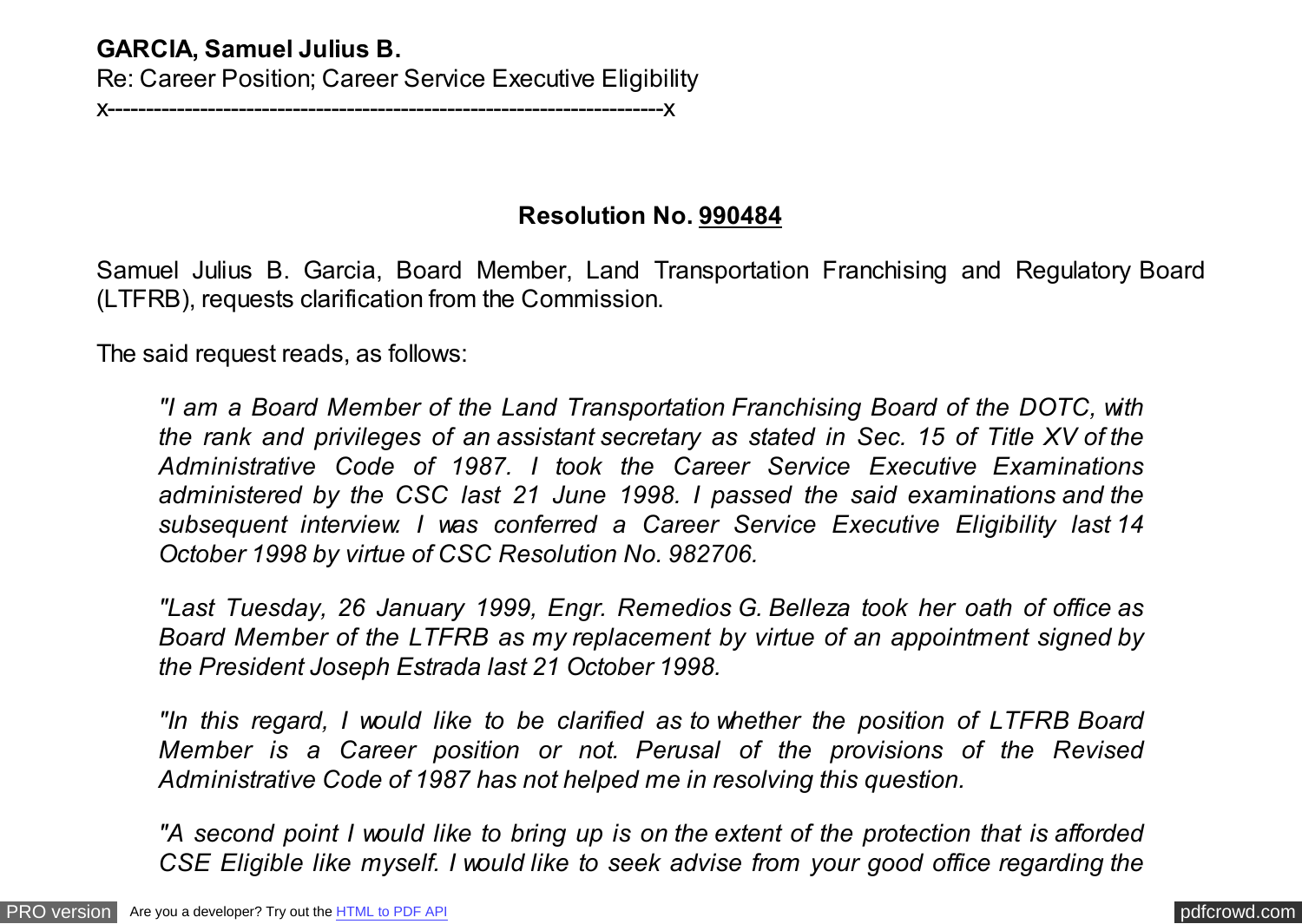**GARCIA, Samuel Julius B.**
Re: Career Position; Career Service Executive Eligibility
x---------------------------------------------------------------------x

**Resolution No. 990484**

Samuel Julius B. Garcia, Board Member, Land Transportation Franchising and Regulatory Board (LTFRB), requests clarification from the Commission.

The said request reads, as follows:

> *"I am a Board Member of the Land Transportation Franchising Board of the DOTC, with the rank and privileges of an assistant secretary as stated in Sec. 15 of Title XV of the Administrative Code of 1987. I took the Career Service Executive Examinations administered by the CSC last 21 June 1998. I passed the said examinations and the subsequent interview. I was conferred a Career Service Executive Eligibility last 14 October 1998 by virtue of CSC Resolution No. 982706.*
>
> *"Last Tuesday, 26 January 1999, Engr. Remedios G. Belleza took her oath of office as Board Member of the LTFRB as my replacement by virtue of an appointment signed by the President Joseph Estrada last 21 October 1998.*
>
> *"In this regard, I would like to be clarified as to whether the position of LTFRB Board Member is a Career position or not. Perusal of the provisions of the Revised Administrative Code of 1987 has not helped me in resolving this question.*
>
> *"A second point I would like to bring up is on the extent of the protection that is afforded CSE Eligible like myself. I would like to seek advise from your good office regarding the*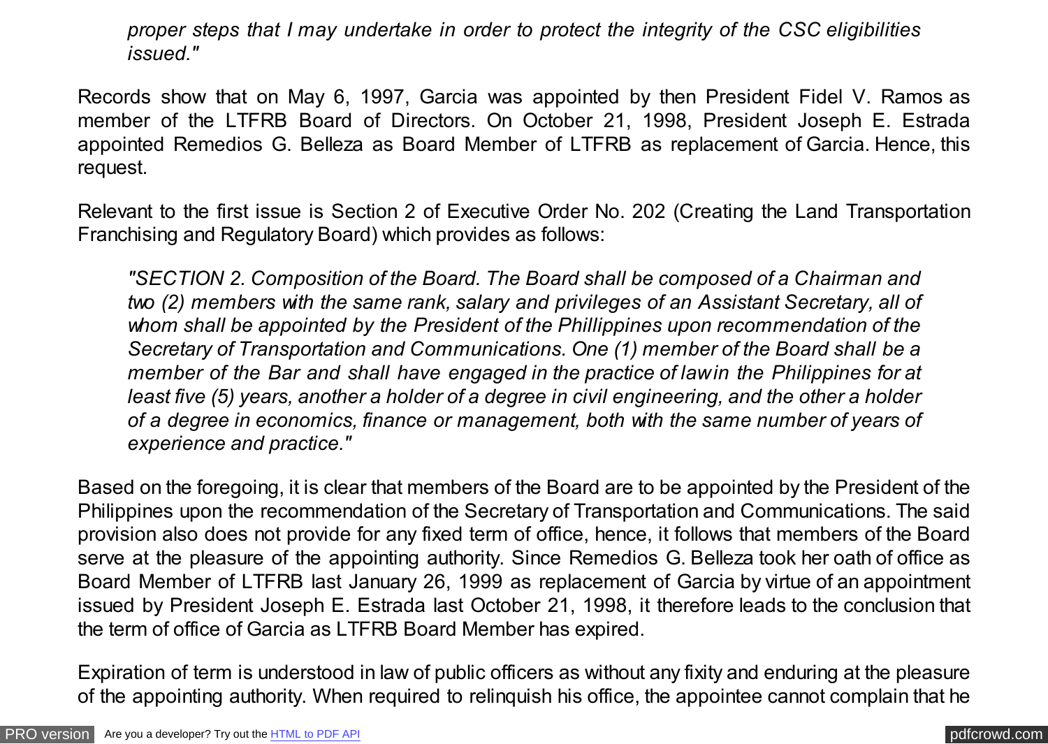*proper steps that I may undertake in order to protect the integrity of the CSC eligibilities issued."*

Records show that on May 6, 1997, Garcia was appointed by then President Fidel V. Ramos as member of the LTFRB Board of Directors. On October 21, 1998, President Joseph E. Estrada appointed Remedios G. Belleza as Board Member of LTFRB as replacement of Garcia. Hence, this request.

Relevant to the first issue is Section 2 of Executive Order No. 202 (Creating the Land Transportation Franchising and Regulatory Board) which provides as follows:

> *"SECTION 2. Composition of the Board. The Board shall be composed of a Chairman and two (2) members with the same rank, salary and privileges of an Assistant Secretary, all of whom shall be appointed by the President of the Phillippines upon recommendation of the Secretary of Transportation and Communications. One (1) member of the Board shall be a member of the Bar and shall have engaged in the practice of lawin the Philippines for at least five (5) years, another a holder of a degree in civil engineering, and the other a holder of a degree in economics, finance or management, both with the same number of years of experience and practice."*

Based on the foregoing, it is clear that members of the Board are to be appointed by the President of the Philippines upon the recommendation of the Secretary of Transportation and Communications. The said provision also does not provide for any fixed term of office, hence, it follows that members of the Board serve at the pleasure of the appointing authority. Since Remedios G. Belleza took her oath of office as Board Member of LTFRB last January 26, 1999 as replacement of Garcia by virtue of an appointment issued by President Joseph E. Estrada last October 21, 1998, it therefore leads to the conclusion that the term of office of Garcia as LTFRB Board Member has expired.

Expiration of term is understood in law of public officers as without any fixity and enduring at the pleasure of the appointing authority. When required to relinquish his office, the appointee cannot complain that he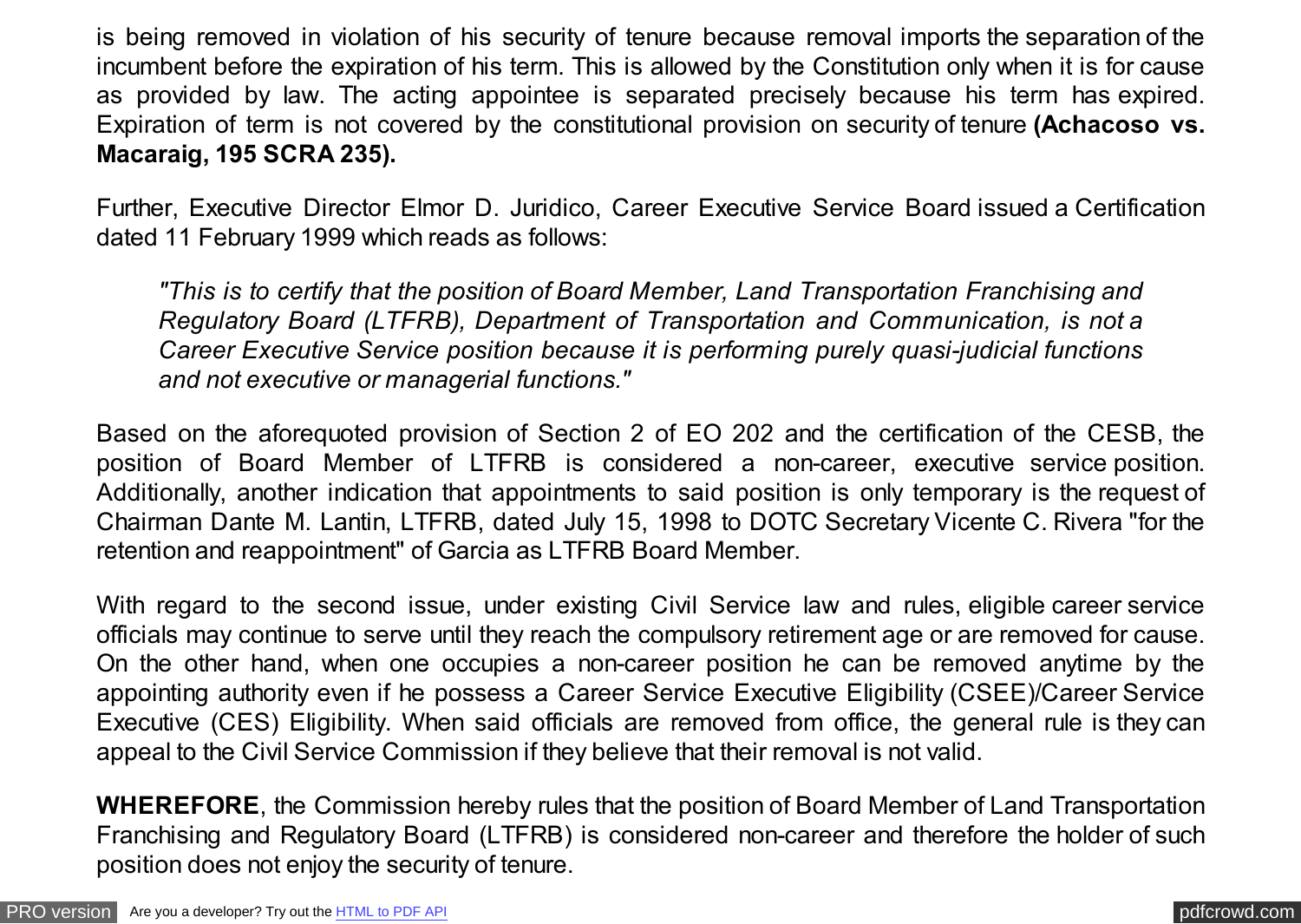is being removed in violation of his security of tenure because removal imports the separation of the incumbent before the expiration of his term. This is allowed by the Constitution only when it is for cause as provided by law. The acting appointee is separated precisely because his term has expired. Expiration of term is not covered by the constitutional provision on security of tenure **(Achacoso vs. Macaraig, 195 SCRA 235).**

Further, Executive Director Elmor D. Juridico, Career Executive Service Board issued a Certification dated 11 February 1999 which reads as follows:

> *"This is to certify that the position of Board Member, Land Transportation Franchising and Regulatory Board (LTFRB), Department of Transportation and Communication, is not a Career Executive Service position because it is performing purely quasi-judicial functions and not executive or managerial functions."*

Based on the aforequoted provision of Section 2 of EO 202 and the certification of the CESB, the position of Board Member of LTFRB is considered a non-career, executive service position. Additionally, another indication that appointments to said position is only temporary is the request of Chairman Dante M. Lantin, LTFRB, dated July 15, 1998 to DOTC Secretary Vicente C. Rivera "for the retention and reappointment" of Garcia as LTFRB Board Member.

With regard to the second issue, under existing Civil Service law and rules, eligible career service officials may continue to serve until they reach the compulsory retirement age or are removed for cause. On the other hand, when one occupies a non-career position he can be removed anytime by the appointing authority even if he possess a Career Service Executive Eligibility (CSEE)/Career Service Executive (CES) Eligibility. When said officials are removed from office, the general rule is they can appeal to the Civil Service Commission if they believe that their removal is not valid.

**WHEREFORE**, the Commission hereby rules that the position of Board Member of Land Transportation Franchising and Regulatory Board (LTFRB) is considered non-career and therefore the holder of such position does not enjoy the security of tenure.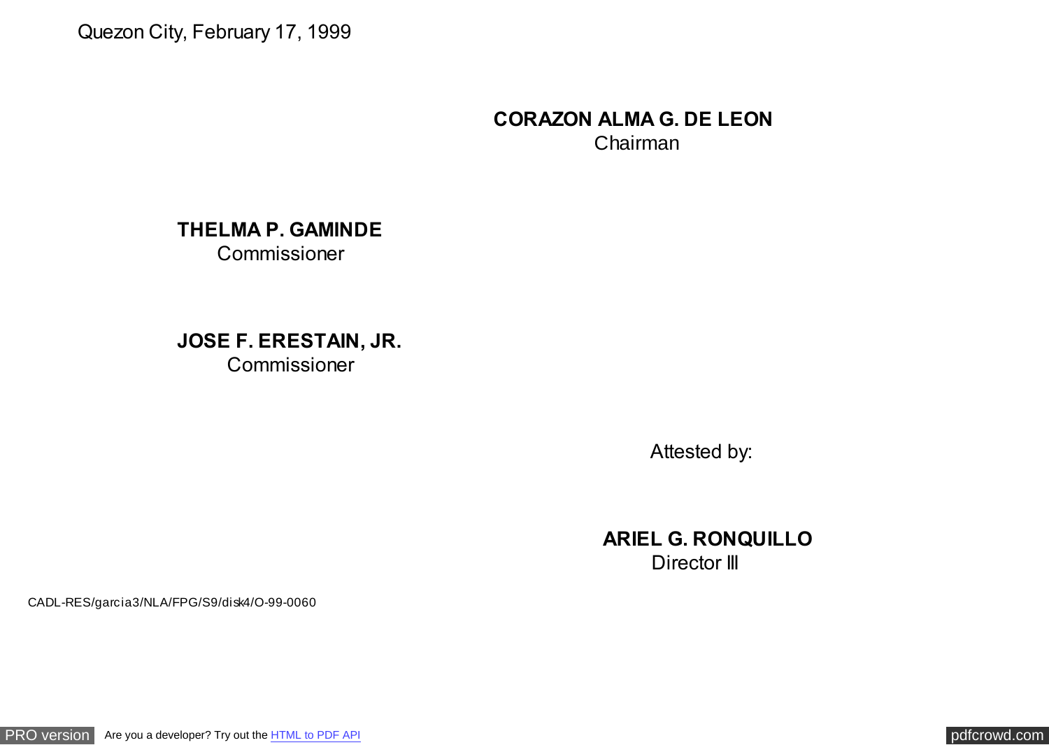Quezon City, February 17, 1999

**CORAZON ALMA G. DE LEON**
Chairman

**THELMA P. GAMINDE**
Commissioner

**JOSE F. ERESTAIN, JR.**
Commissioner

Attested by:

**ARIEL G. RONQUILLO**
Director III

CADL-RES/garcia3/NLA/FPG/S9/disk4/O-99-0060